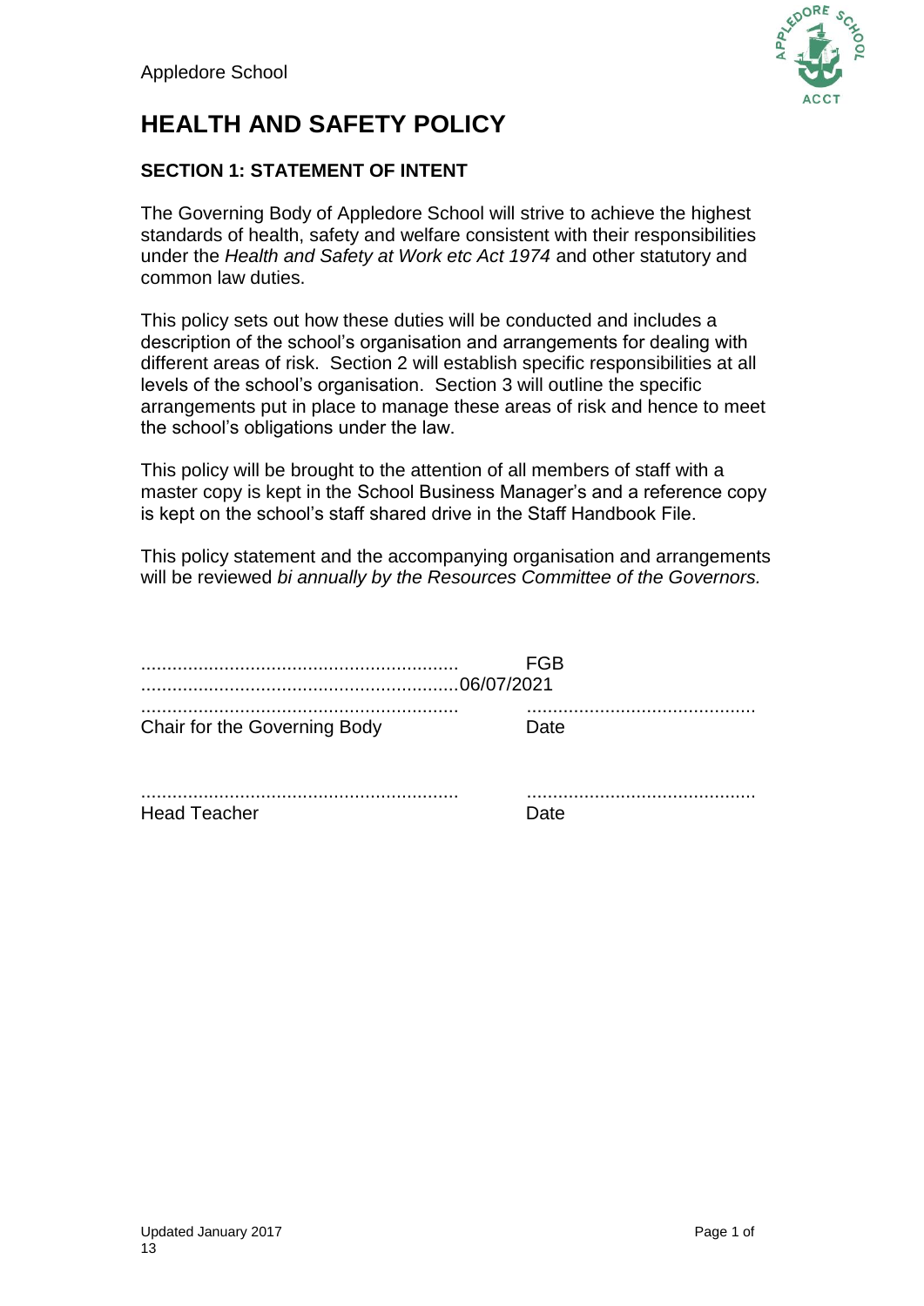Appledore School

# HEALTH AND SAFETY POLICY

### SECTION 1: STATEMENT OF INTENT

The Governing Body of Appledore School will strive to achieve the highest standards of health, safety and welfare consistent with their responsibilities under the *Health and Safety at Work etc Act 1974* and other statutory and common law duties.

This policy sets out how these duties will be conducted and includes a description of the school's organisation and arrangements for dealing with different areas of risk. Section 2 will establish specific responsibilities at all levels of the school's organisation. Section 3 will outline the specific arrangements put in place to manage these areas of risk and hence to meet the school's obligations under the law.

This policy will be brought to the attention of all members of staff with a master copy is kept in the School Business Manager's and a reference copy is kept on the school's staff shared drive in the Staff Handbook File.

This policy statement and the accompanying organisation and arrangements will be reviewed *bi annually by the Resources Committee of the Governors.*

............................................................ FGB
............................................................06/07/2021
............................................................ ............................................
Chair for the Governing Body Date

............................................................ ............................................
Head Teacher Date

Updated January 2017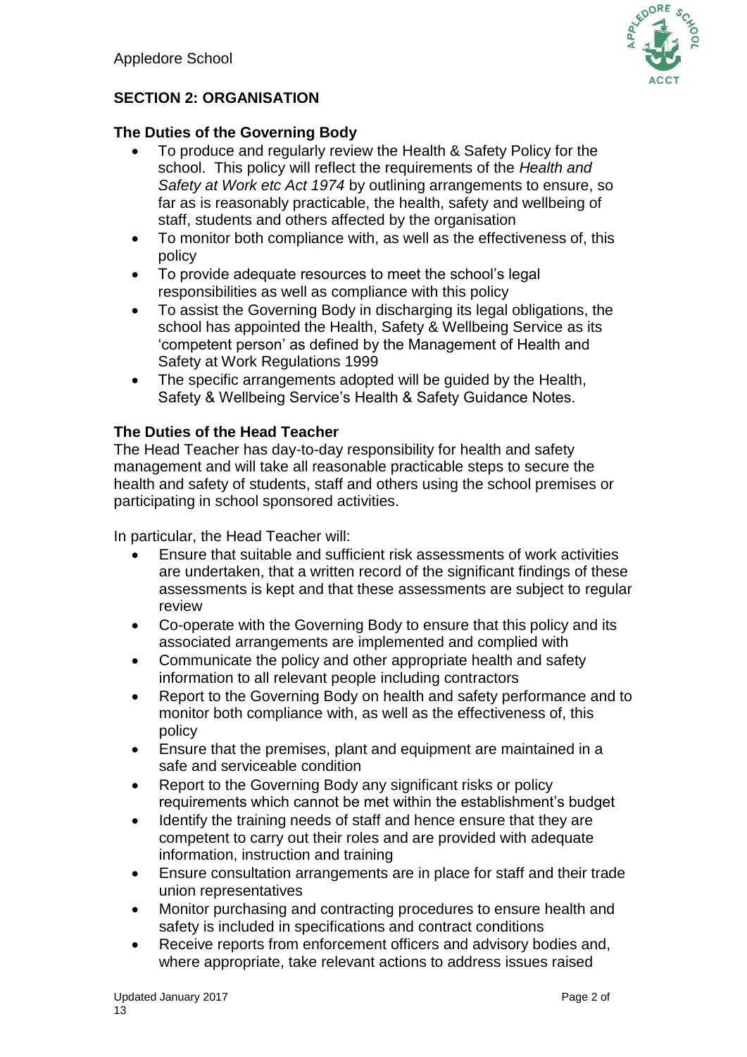## SECTION 2: ORGANISATION

### The Duties of the Governing Body

- To produce and regularly review the Health & Safety Policy for the school. This policy will reflect the requirements of the *Health and Safety at Work etc Act 1974* by outlining arrangements to ensure, so far as is reasonably practicable, the health, safety and wellbeing of staff, students and others affected by the organisation
- To monitor both compliance with, as well as the effectiveness of, this policy
- To provide adequate resources to meet the school's legal responsibilities as well as compliance with this policy
- To assist the Governing Body in discharging its legal obligations, the school has appointed the Health, Safety & Wellbeing Service as its 'competent person' as defined by the Management of Health and Safety at Work Regulations 1999
- The specific arrangements adopted will be guided by the Health, Safety & Wellbeing Service's Health & Safety Guidance Notes.

### The Duties of the Head Teacher

The Head Teacher has day-to-day responsibility for health and safety management and will take all reasonable practicable steps to secure the health and safety of students, staff and others using the school premises or participating in school sponsored activities.

In particular, the Head Teacher will:

- Ensure that suitable and sufficient risk assessments of work activities are undertaken, that a written record of the significant findings of these assessments is kept and that these assessments are subject to regular review
- Co-operate with the Governing Body to ensure that this policy and its associated arrangements are implemented and complied with
- Communicate the policy and other appropriate health and safety information to all relevant people including contractors
- Report to the Governing Body on health and safety performance and to monitor both compliance with, as well as the effectiveness of, this policy
- Ensure that the premises, plant and equipment are maintained in a safe and serviceable condition
- Report to the Governing Body any significant risks or policy requirements which cannot be met within the establishment's budget
- Identify the training needs of staff and hence ensure that they are competent to carry out their roles and are provided with adequate information, instruction and training
- Ensure consultation arrangements are in place for staff and their trade union representatives
- Monitor purchasing and contracting procedures to ensure health and safety is included in specifications and contract conditions
- Receive reports from enforcement officers and advisory bodies and, where appropriate, take relevant actions to address issues raised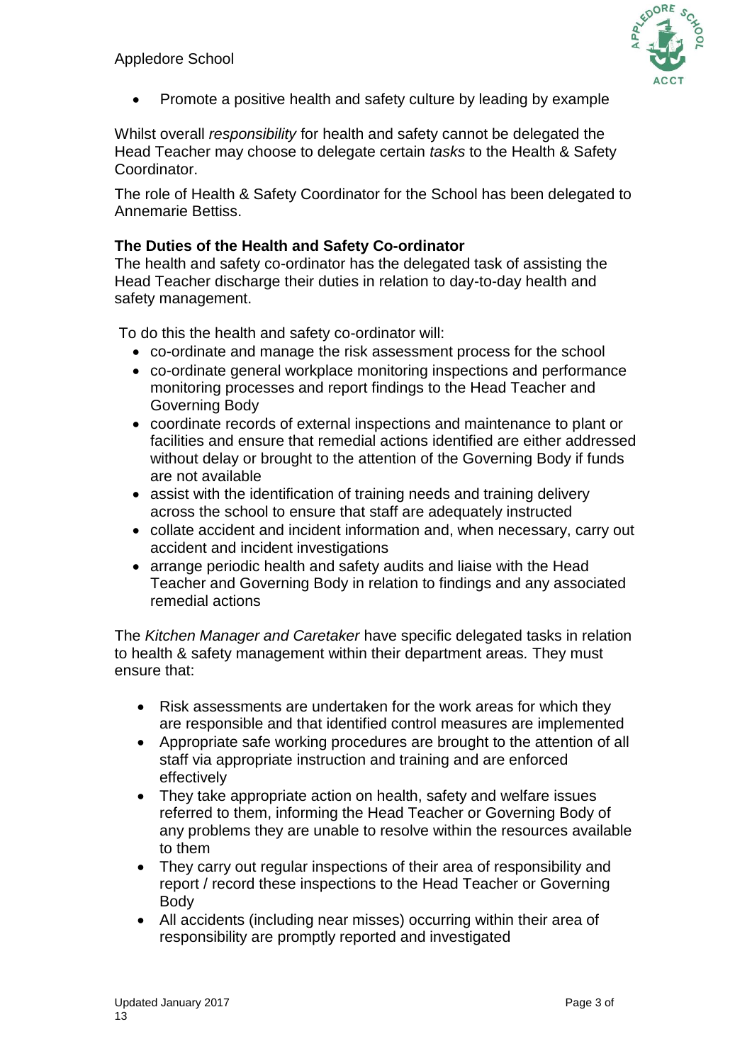- Promote a positive health and safety culture by leading by example

Whilst overall *responsibility* for health and safety cannot be delegated the Head Teacher may choose to delegate certain *tasks* to the Health & Safety Coordinator.

The role of Health & Safety Coordinator for the School has been delegated to Annemarie Bettiss.

**The Duties of the Health and Safety Co-ordinator**

The health and safety co-ordinator has the delegated task of assisting the Head Teacher discharge their duties in relation to day-to-day health and safety management.

To do this the health and safety co-ordinator will:

- co-ordinate and manage the risk assessment process for the school
- co-ordinate general workplace monitoring inspections and performance monitoring processes and report findings to the Head Teacher and Governing Body
- coordinate records of external inspections and maintenance to plant or facilities and ensure that remedial actions identified are either addressed without delay or brought to the attention of the Governing Body if funds are not available
- assist with the identification of training needs and training delivery across the school to ensure that staff are adequately instructed
- collate accident and incident information and, when necessary, carry out accident and incident investigations
- arrange periodic health and safety audits and liaise with the Head Teacher and Governing Body in relation to findings and any associated remedial actions

The *Kitchen Manager and Caretaker* have specific delegated tasks in relation to health & safety management within their department areas. They must ensure that:

- Risk assessments are undertaken for the work areas for which they are responsible and that identified control measures are implemented
- Appropriate safe working procedures are brought to the attention of all staff via appropriate instruction and training and are enforced effectively
- They take appropriate action on health, safety and welfare issues referred to them, informing the Head Teacher or Governing Body of any problems they are unable to resolve within the resources available to them
- They carry out regular inspections of their area of responsibility and report / record these inspections to the Head Teacher or Governing Body
- All accidents (including near misses) occurring within their area of responsibility are promptly reported and investigated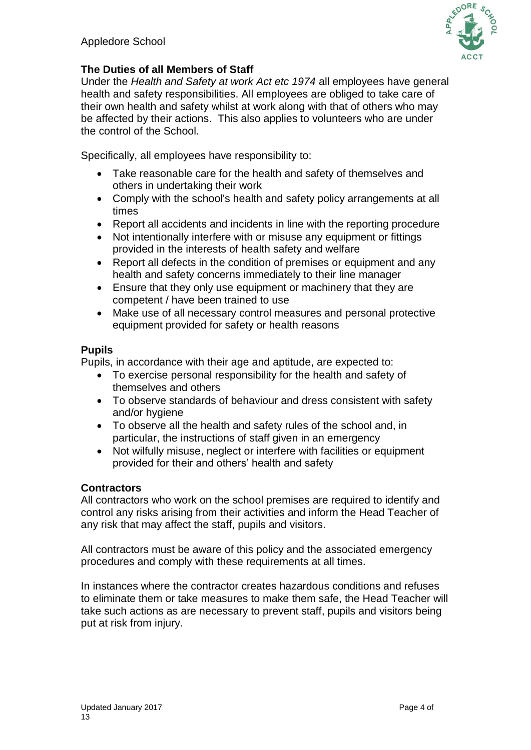### The Duties of all Members of Staff

Under the *Health and Safety at work Act etc 1974* all employees have general health and safety responsibilities. All employees are obliged to take care of their own health and safety whilst at work along with that of others who may be affected by their actions. This also applies to volunteers who are under the control of the School.

Specifically, all employees have responsibility to:

- Take reasonable care for the health and safety of themselves and others in undertaking their work
- Comply with the school's health and safety policy arrangements at all times
- Report all accidents and incidents in line with the reporting procedure
- Not intentionally interfere with or misuse any equipment or fittings provided in the interests of health safety and welfare
- Report all defects in the condition of premises or equipment and any health and safety concerns immediately to their line manager
- Ensure that they only use equipment or machinery that they are competent / have been trained to use
- Make use of all necessary control measures and personal protective equipment provided for safety or health reasons

### Pupils

Pupils, in accordance with their age and aptitude, are expected to:

- To exercise personal responsibility for the health and safety of themselves and others
- To observe standards of behaviour and dress consistent with safety and/or hygiene
- To observe all the health and safety rules of the school and, in particular, the instructions of staff given in an emergency
- Not wilfully misuse, neglect or interfere with facilities or equipment provided for their and others' health and safety

### Contractors

All contractors who work on the school premises are required to identify and control any risks arising from their activities and inform the Head Teacher of any risk that may affect the staff, pupils and visitors.

All contractors must be aware of this policy and the associated emergency procedures and comply with these requirements at all times.

In instances where the contractor creates hazardous conditions and refuses to eliminate them or take measures to make them safe, the Head Teacher will take such actions as are necessary to prevent staff, pupils and visitors being put at risk from injury.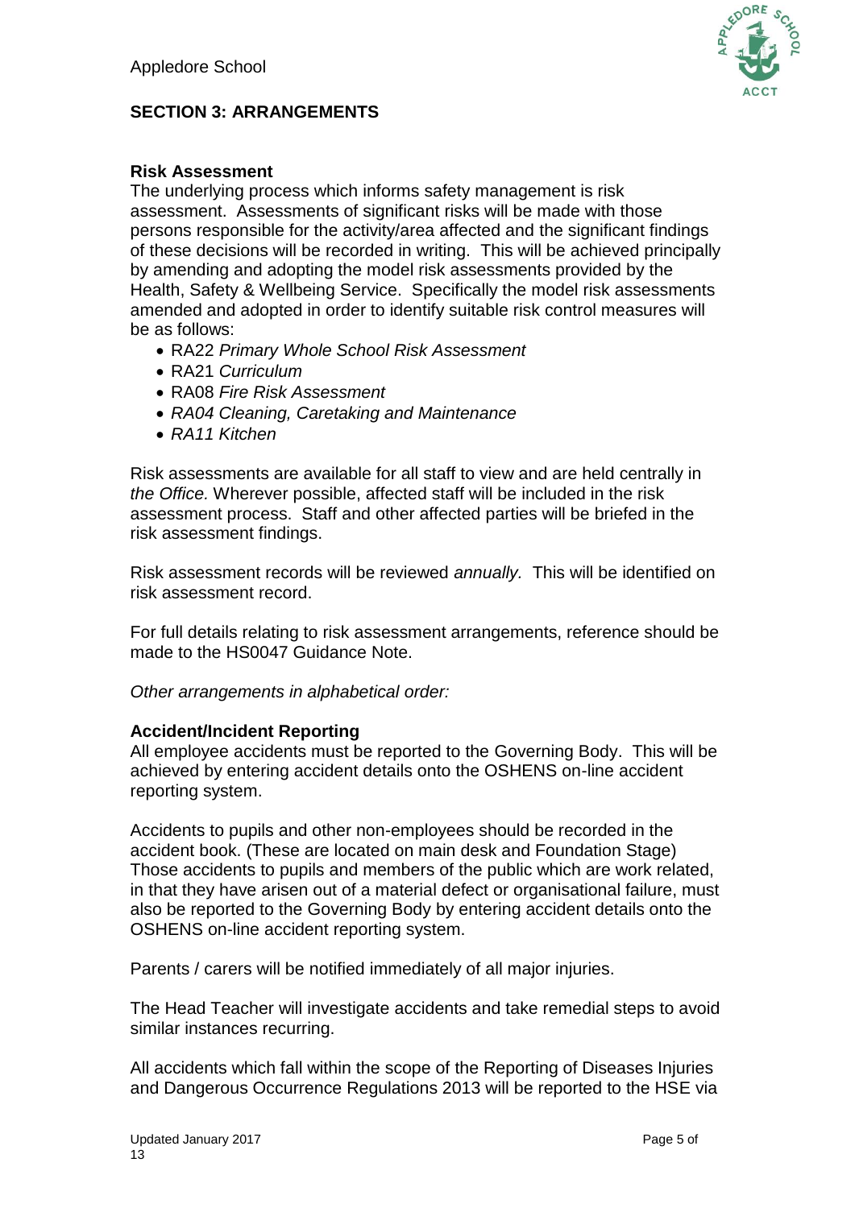## SECTION 3: ARRANGEMENTS

### Risk Assessment

The underlying process which informs safety management is risk assessment. Assessments of significant risks will be made with those persons responsible for the activity/area affected and the significant findings of these decisions will be recorded in writing. This will be achieved principally by amending and adopting the model risk assessments provided by the Health, Safety & Wellbeing Service. Specifically the model risk assessments amended and adopted in order to identify suitable risk control measures will be as follows:

- RA22 *Primary Whole School Risk Assessment*
- RA21 *Curriculum*
- RA08 *Fire Risk Assessment*
- *RA04 Cleaning, Caretaking and Maintenance*
- *RA11 Kitchen*

Risk assessments are available for all staff to view and are held centrally in *the Office.* Wherever possible, affected staff will be included in the risk assessment process. Staff and other affected parties will be briefed in the risk assessment findings.

Risk assessment records will be reviewed *annually.* This will be identified on risk assessment record.

For full details relating to risk assessment arrangements, reference should be made to the HS0047 Guidance Note.

*Other arrangements in alphabetical order:*

### Accident/Incident Reporting

All employee accidents must be reported to the Governing Body. This will be achieved by entering accident details onto the OSHENS on-line accident reporting system.

Accidents to pupils and other non-employees should be recorded in the accident book. (These are located on main desk and Foundation Stage) Those accidents to pupils and members of the public which are work related, in that they have arisen out of a material defect or organisational failure, must also be reported to the Governing Body by entering accident details onto the OSHENS on-line accident reporting system.

Parents / carers will be notified immediately of all major injuries.

The Head Teacher will investigate accidents and take remedial steps to avoid similar instances recurring.

All accidents which fall within the scope of the Reporting of Diseases Injuries and Dangerous Occurrence Regulations 2013 will be reported to the HSE via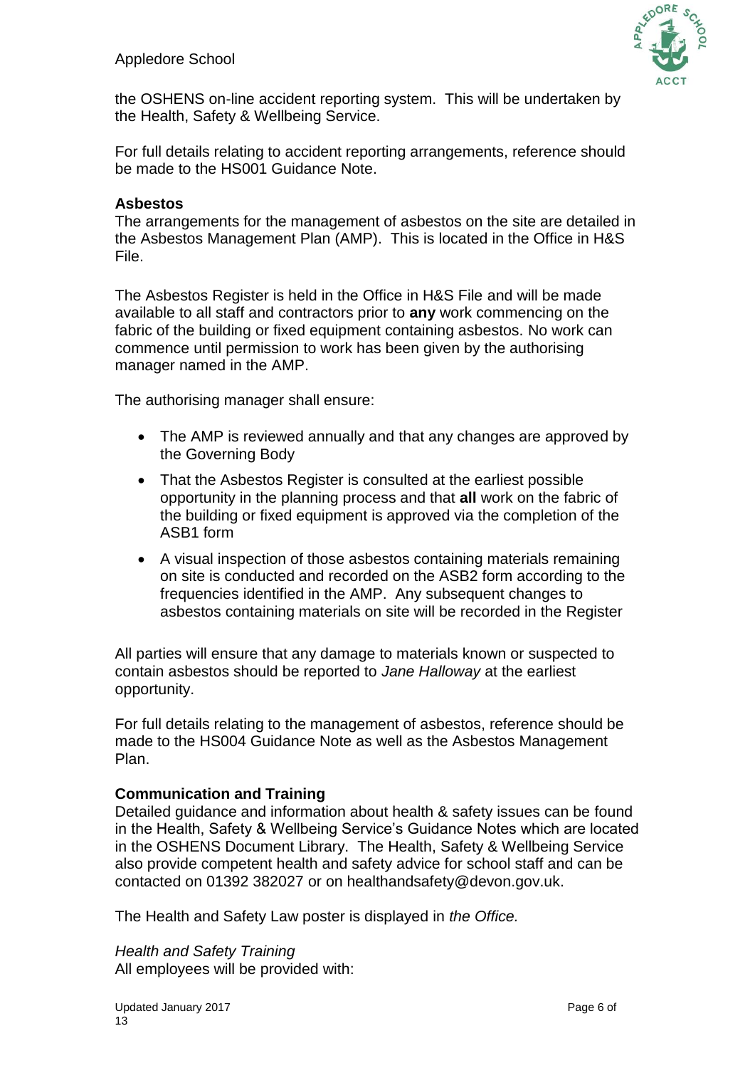the OSHENS on-line accident reporting system. This will be undertaken by the Health, Safety & Wellbeing Service.

For full details relating to accident reporting arrangements, reference should be made to the HS001 Guidance Note.

**Asbestos**

The arrangements for the management of asbestos on the site are detailed in the Asbestos Management Plan (AMP). This is located in the Office in H&S File.

The Asbestos Register is held in the Office in H&S File and will be made available to all staff and contractors prior to **any** work commencing on the fabric of the building or fixed equipment containing asbestos. No work can commence until permission to work has been given by the authorising manager named in the AMP.

The authorising manager shall ensure:

- The AMP is reviewed annually and that any changes are approved by the Governing Body
- That the Asbestos Register is consulted at the earliest possible opportunity in the planning process and that **all** work on the fabric of the building or fixed equipment is approved via the completion of the ASB1 form
- A visual inspection of those asbestos containing materials remaining on site is conducted and recorded on the ASB2 form according to the frequencies identified in the AMP. Any subsequent changes to asbestos containing materials on site will be recorded in the Register

All parties will ensure that any damage to materials known or suspected to contain asbestos should be reported to *Jane Halloway* at the earliest opportunity.

For full details relating to the management of asbestos, reference should be made to the HS004 Guidance Note as well as the Asbestos Management Plan.

**Communication and Training**

Detailed guidance and information about health & safety issues can be found in the Health, Safety & Wellbeing Service's Guidance Notes which are located in the OSHENS Document Library. The Health, Safety & Wellbeing Service also provide competent health and safety advice for school staff and can be contacted on 01392 382027 or on healthandsafety@devon.gov.uk.

The Health and Safety Law poster is displayed in *the Office.*

*Health and Safety Training*

All employees will be provided with: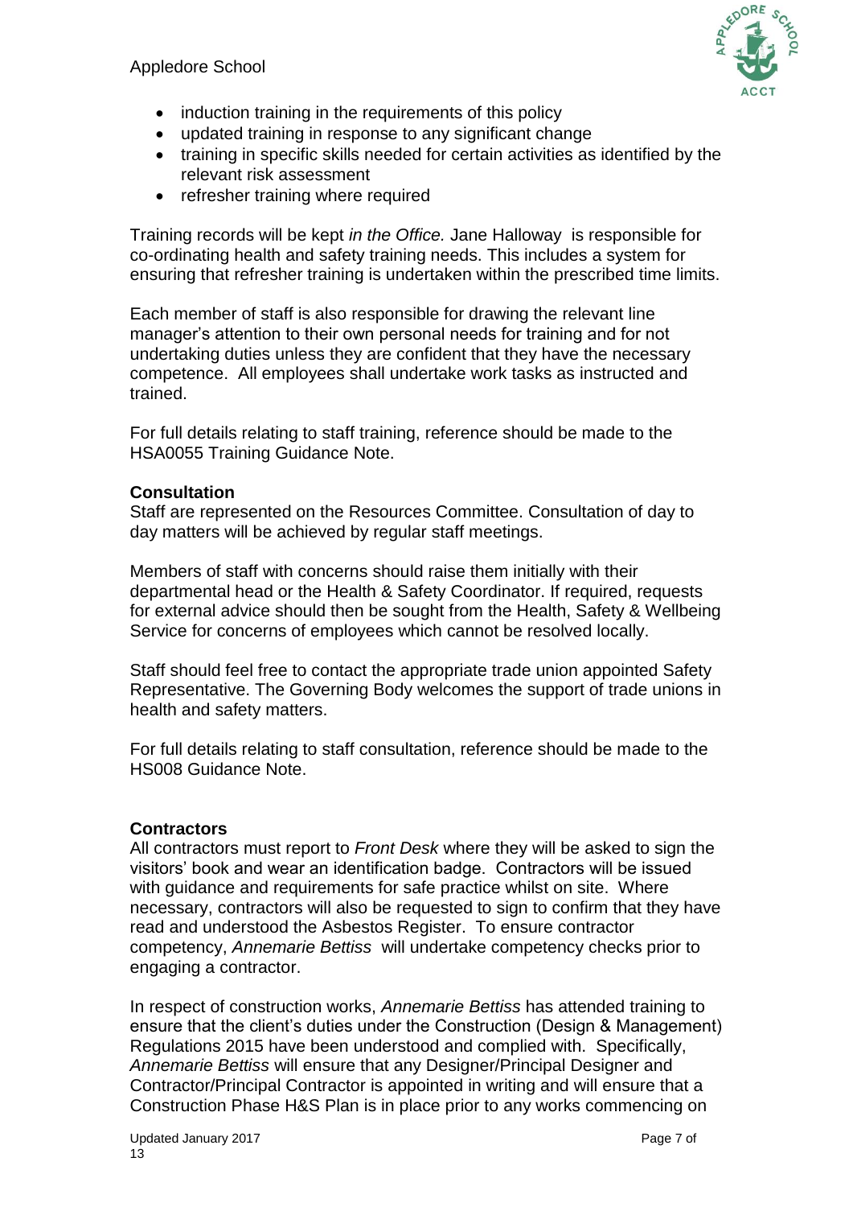- induction training in the requirements of this policy
- updated training in response to any significant change
- training in specific skills needed for certain activities as identified by the relevant risk assessment
- refresher training where required

Training records will be kept *in the Office.* Jane Halloway is responsible for co-ordinating health and safety training needs. This includes a system for ensuring that refresher training is undertaken within the prescribed time limits.

Each member of staff is also responsible for drawing the relevant line manager's attention to their own personal needs for training and for not undertaking duties unless they are confident that they have the necessary competence. All employees shall undertake work tasks as instructed and trained.

For full details relating to staff training, reference should be made to the HSA0055 Training Guidance Note.

**Consultation**

Staff are represented on the Resources Committee. Consultation of day to day matters will be achieved by regular staff meetings.

Members of staff with concerns should raise them initially with their departmental head or the Health & Safety Coordinator. If required, requests for external advice should then be sought from the Health, Safety & Wellbeing Service for concerns of employees which cannot be resolved locally.

Staff should feel free to contact the appropriate trade union appointed Safety Representative. The Governing Body welcomes the support of trade unions in health and safety matters.

For full details relating to staff consultation, reference should be made to the HS008 Guidance Note.

**Contractors**

All contractors must report to *Front Desk* where they will be asked to sign the visitors' book and wear an identification badge. Contractors will be issued with guidance and requirements for safe practice whilst on site. Where necessary, contractors will also be requested to sign to confirm that they have read and understood the Asbestos Register. To ensure contractor competency, *Annemarie Bettiss* will undertake competency checks prior to engaging a contractor.

In respect of construction works, *Annemarie Bettiss* has attended training to ensure that the client's duties under the Construction (Design & Management) Regulations 2015 have been understood and complied with. Specifically, *Annemarie Bettiss* will ensure that any Designer/Principal Designer and Contractor/Principal Contractor is appointed in writing and will ensure that a Construction Phase H&S Plan is in place prior to any works commencing on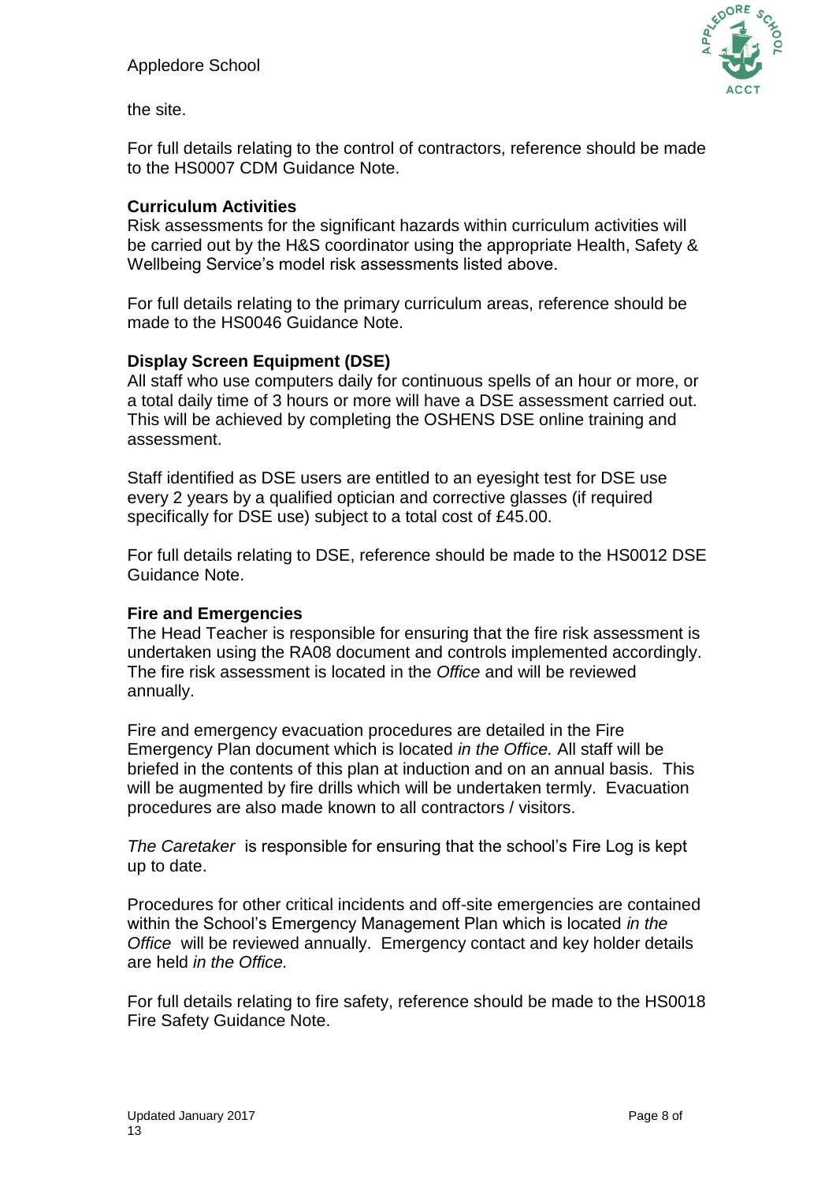the site.

For full details relating to the control of contractors, reference should be made to the HS0007 CDM Guidance Note.

**Curriculum Activities**

Risk assessments for the significant hazards within curriculum activities will be carried out by the H&S coordinator using the appropriate Health, Safety & Wellbeing Service's model risk assessments listed above.

For full details relating to the primary curriculum areas, reference should be made to the HS0046 Guidance Note.

**Display Screen Equipment (DSE)**

All staff who use computers daily for continuous spells of an hour or more, or a total daily time of 3 hours or more will have a DSE assessment carried out. This will be achieved by completing the OSHENS DSE online training and assessment.

Staff identified as DSE users are entitled to an eyesight test for DSE use every 2 years by a qualified optician and corrective glasses (if required specifically for DSE use) subject to a total cost of £45.00.

For full details relating to DSE, reference should be made to the HS0012 DSE Guidance Note.

**Fire and Emergencies**

The Head Teacher is responsible for ensuring that the fire risk assessment is undertaken using the RA08 document and controls implemented accordingly. The fire risk assessment is located in the *Office* and will be reviewed annually.

Fire and emergency evacuation procedures are detailed in the Fire Emergency Plan document which is located *in the Office.* All staff will be briefed in the contents of this plan at induction and on an annual basis. This will be augmented by fire drills which will be undertaken termly. Evacuation procedures are also made known to all contractors / visitors.

*The Caretaker* is responsible for ensuring that the school's Fire Log is kept up to date.

Procedures for other critical incidents and off-site emergencies are contained within the School's Emergency Management Plan which is located *in the Office* will be reviewed annually. Emergency contact and key holder details are held *in the Office.*

For full details relating to fire safety, reference should be made to the HS0018 Fire Safety Guidance Note.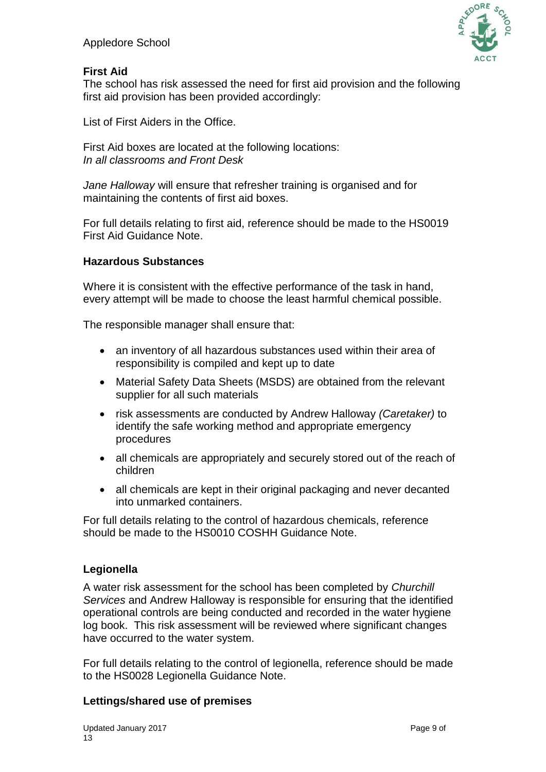**First Aid**

The school has risk assessed the need for first aid provision and the following first aid provision has been provided accordingly:

List of First Aiders in the Office.

First Aid boxes are located at the following locations:
*In all classrooms and Front Desk*

*Jane Halloway* will ensure that refresher training is organised and for maintaining the contents of first aid boxes.

For full details relating to first aid, reference should be made to the HS0019 First Aid Guidance Note.

**Hazardous Substances**

Where it is consistent with the effective performance of the task in hand, every attempt will be made to choose the least harmful chemical possible.

The responsible manager shall ensure that:

- an inventory of all hazardous substances used within their area of responsibility is compiled and kept up to date
- Material Safety Data Sheets (MSDS) are obtained from the relevant supplier for all such materials
- risk assessments are conducted by Andrew Halloway *(Caretaker)* to identify the safe working method and appropriate emergency procedures
- all chemicals are appropriately and securely stored out of the reach of children
- all chemicals are kept in their original packaging and never decanted into unmarked containers.

For full details relating to the control of hazardous chemicals, reference should be made to the HS0010 COSHH Guidance Note.

**Legionella**

A water risk assessment for the school has been completed by *Churchill Services* and Andrew Halloway is responsible for ensuring that the identified operational controls are being conducted and recorded in the water hygiene log book. This risk assessment will be reviewed where significant changes have occurred to the water system.

For full details relating to the control of legionella, reference should be made to the HS0028 Legionella Guidance Note.

**Lettings/shared use of premises**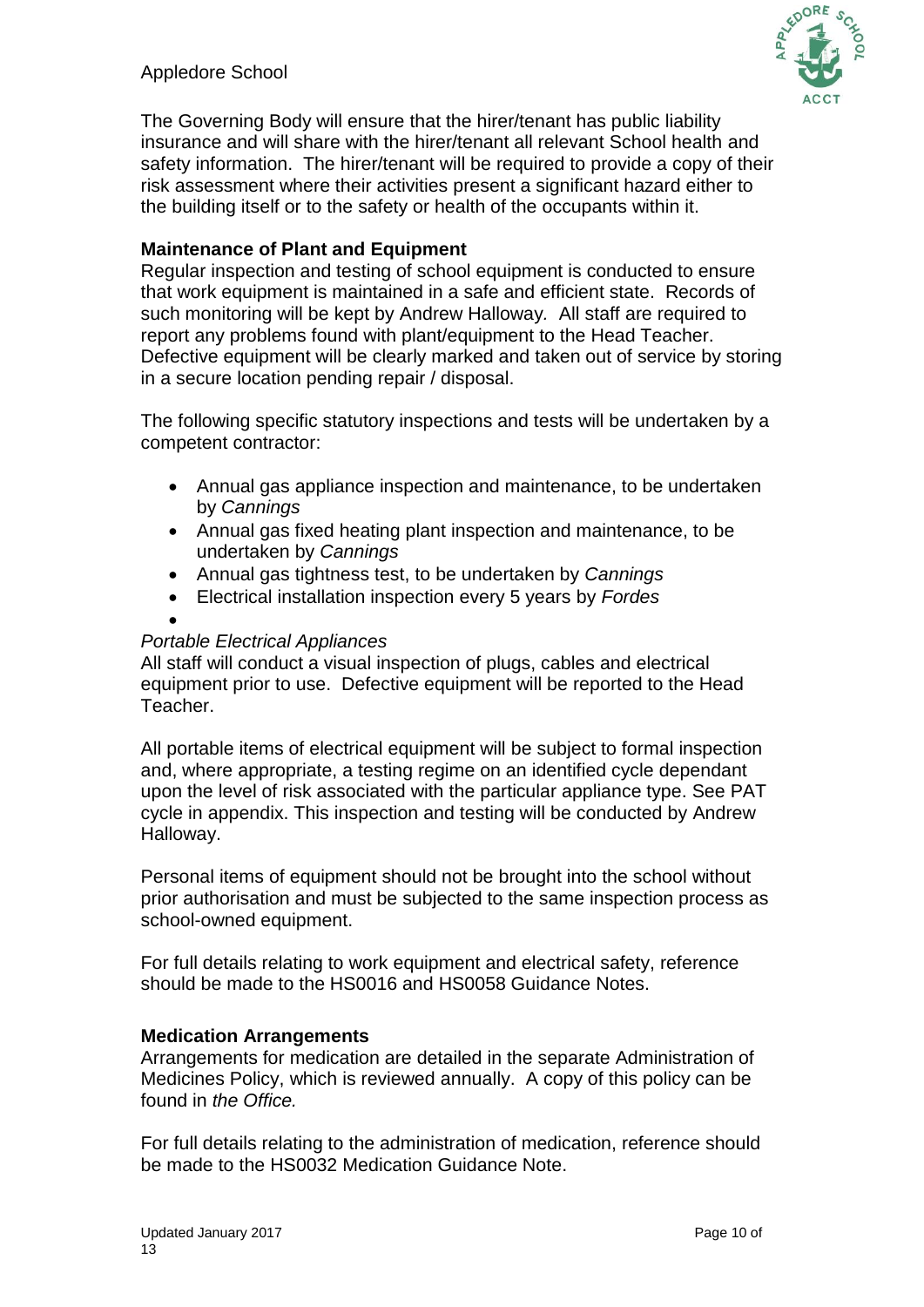The Governing Body will ensure that the hirer/tenant has public liability insurance and will share with the hirer/tenant all relevant School health and safety information. The hirer/tenant will be required to provide a copy of their risk assessment where their activities present a significant hazard either to the building itself or to the safety or health of the occupants within it.

**Maintenance of Plant and Equipment**

Regular inspection and testing of school equipment is conducted to ensure that work equipment is maintained in a safe and efficient state. Records of such monitoring will be kept by Andrew Halloway. All staff are required to report any problems found with plant/equipment to the Head Teacher. Defective equipment will be clearly marked and taken out of service by storing in a secure location pending repair / disposal.

The following specific statutory inspections and tests will be undertaken by a competent contractor:

- Annual gas appliance inspection and maintenance, to be undertaken by *Cannings*
- Annual gas fixed heating plant inspection and maintenance, to be undertaken by *Cannings*
- Annual gas tightness test, to be undertaken by *Cannings*
- Electrical installation inspection every 5 years by *Fordes*
-

*Portable Electrical Appliances*

All staff will conduct a visual inspection of plugs, cables and electrical equipment prior to use. Defective equipment will be reported to the Head Teacher.

All portable items of electrical equipment will be subject to formal inspection and, where appropriate, a testing regime on an identified cycle dependant upon the level of risk associated with the particular appliance type. See PAT cycle in appendix. This inspection and testing will be conducted by Andrew Halloway.

Personal items of equipment should not be brought into the school without prior authorisation and must be subjected to the same inspection process as school-owned equipment.

For full details relating to work equipment and electrical safety, reference should be made to the HS0016 and HS0058 Guidance Notes.

**Medication Arrangements**

Arrangements for medication are detailed in the separate Administration of Medicines Policy, which is reviewed annually. A copy of this policy can be found in *the Office.*

For full details relating to the administration of medication, reference should be made to the HS0032 Medication Guidance Note.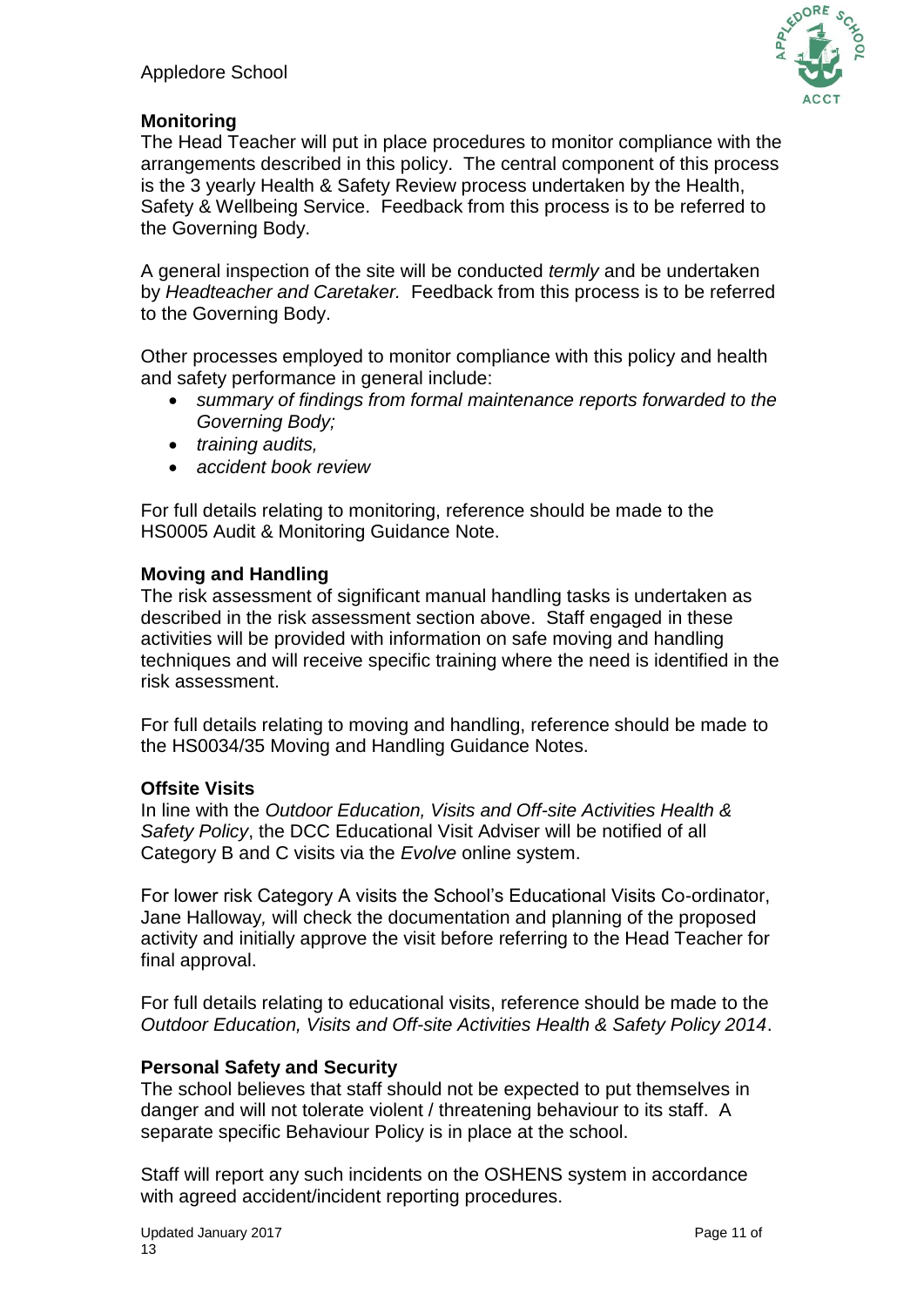## Monitoring

The Head Teacher will put in place procedures to monitor compliance with the arrangements described in this policy. The central component of this process is the 3 yearly Health & Safety Review process undertaken by the Health, Safety & Wellbeing Service. Feedback from this process is to be referred to the Governing Body.

A general inspection of the site will be conducted *termly* and be undertaken by *Headteacher and Caretaker.* Feedback from this process is to be referred to the Governing Body.

Other processes employed to monitor compliance with this policy and health and safety performance in general include:

- *summary of findings from formal maintenance reports forwarded to the Governing Body;*
- *training audits,*
- *accident book review*

For full details relating to monitoring, reference should be made to the HS0005 Audit & Monitoring Guidance Note.

## Moving and Handling

The risk assessment of significant manual handling tasks is undertaken as described in the risk assessment section above. Staff engaged in these activities will be provided with information on safe moving and handling techniques and will receive specific training where the need is identified in the risk assessment.

For full details relating to moving and handling, reference should be made to the HS0034/35 Moving and Handling Guidance Notes.

## Offsite Visits

In line with the *Outdoor Education, Visits and Off-site Activities Health & Safety Policy*, the DCC Educational Visit Adviser will be notified of all Category B and C visits via the *Evolve* online system.

For lower risk Category A visits the School's Educational Visits Co-ordinator, Jane Halloway, will check the documentation and planning of the proposed activity and initially approve the visit before referring to the Head Teacher for final approval.

For full details relating to educational visits, reference should be made to the *Outdoor Education, Visits and Off-site Activities Health & Safety Policy 2014*.

## Personal Safety and Security

The school believes that staff should not be expected to put themselves in danger and will not tolerate violent / threatening behaviour to its staff. A separate specific Behaviour Policy is in place at the school.

Staff will report any such incidents on the OSHENS system in accordance with agreed accident/incident reporting procedures.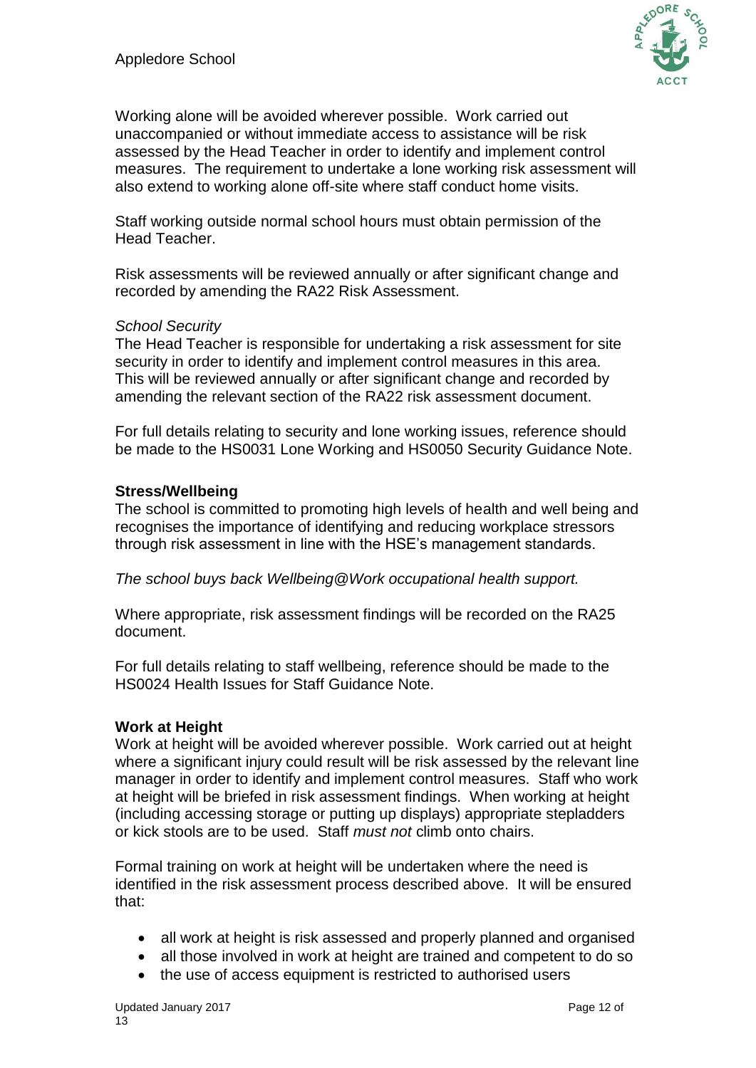Working alone will be avoided wherever possible. Work carried out unaccompanied or without immediate access to assistance will be risk assessed by the Head Teacher in order to identify and implement control measures. The requirement to undertake a lone working risk assessment will also extend to working alone off-site where staff conduct home visits.

Staff working outside normal school hours must obtain permission of the Head Teacher.

Risk assessments will be reviewed annually or after significant change and recorded by amending the RA22 Risk Assessment.

*School Security*

The Head Teacher is responsible for undertaking a risk assessment for site security in order to identify and implement control measures in this area. This will be reviewed annually or after significant change and recorded by amending the relevant section of the RA22 risk assessment document.

For full details relating to security and lone working issues, reference should be made to the HS0031 Lone Working and HS0050 Security Guidance Note.

**Stress/Wellbeing**

The school is committed to promoting high levels of health and well being and recognises the importance of identifying and reducing workplace stressors through risk assessment in line with the HSE's management standards.

*The school buys back Wellbeing@Work occupational health support.*

Where appropriate, risk assessment findings will be recorded on the RA25 document.

For full details relating to staff wellbeing, reference should be made to the HS0024 Health Issues for Staff Guidance Note.

**Work at Height**

Work at height will be avoided wherever possible. Work carried out at height where a significant injury could result will be risk assessed by the relevant line manager in order to identify and implement control measures. Staff who work at height will be briefed in risk assessment findings. When working at height (including accessing storage or putting up displays) appropriate stepladders or kick stools are to be used. Staff *must not* climb onto chairs.

Formal training on work at height will be undertaken where the need is identified in the risk assessment process described above. It will be ensured that:

- all work at height is risk assessed and properly planned and organised
- all those involved in work at height are trained and competent to do so
- the use of access equipment is restricted to authorised users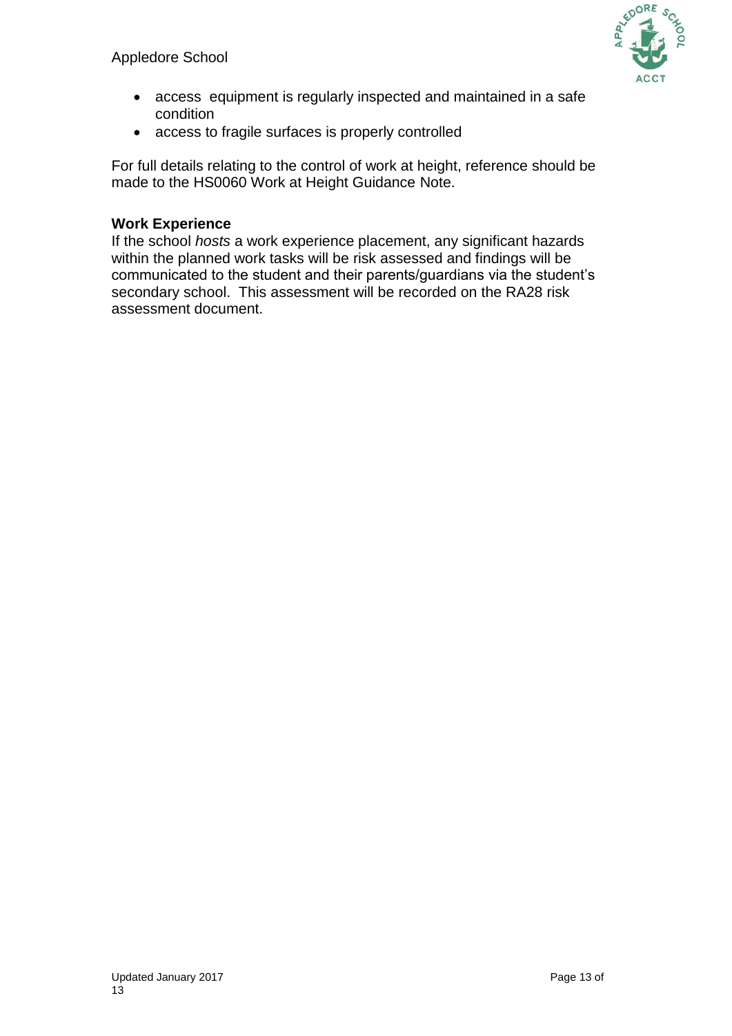- access  equipment is regularly inspected and maintained in a safe condition
- access to fragile surfaces is properly controlled

For full details relating to the control of work at height, reference should be made to the HS0060 Work at Height Guidance Note.

**Work Experience**

If the school *hosts* a work experience placement, any significant hazards within the planned work tasks will be risk assessed and findings will be communicated to the student and their parents/guardians via the student's secondary school.  This assessment will be recorded on the RA28 risk assessment document.